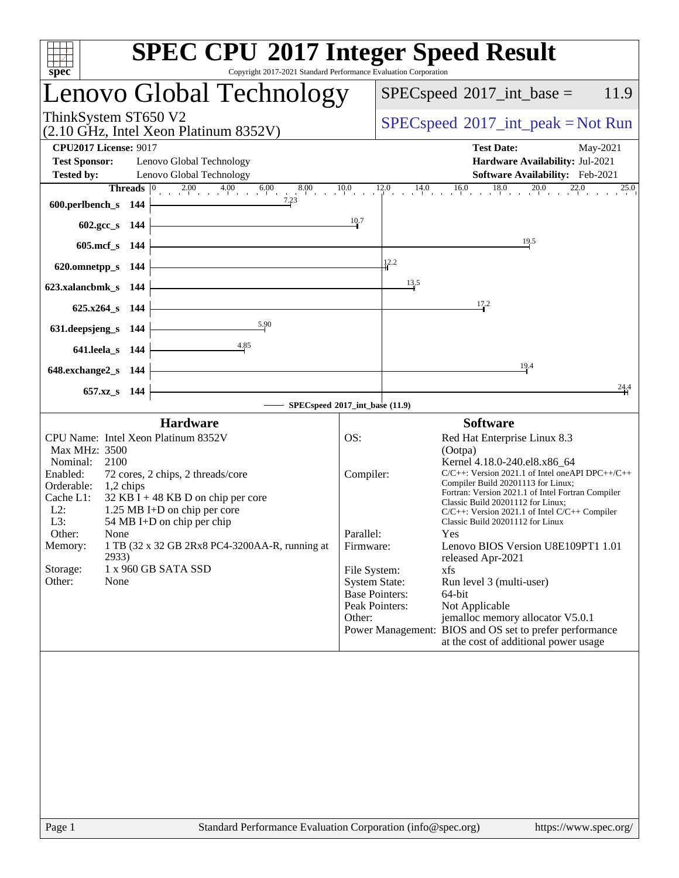# SPEC CPU 2017 Integer Speed Result

Copyright 2017-2021 Standard Performance Evaluation Corporation

## Lenovo Global Technology

ThinkSystem ST650 V2
(2.10 GHz, Intel Xeon Platinum 8352V)

SPECspeed 2017_int_base = 11.9

SPECspeed 2017_int_peak = Not Run

**CPU2017 License:** 9017
**Test Sponsor:** Lenovo Global Technology
**Tested by:** Lenovo Global Technology

**Test Date:** May-2021
**Hardware Availability:** Jul-2021
**Software Availability:** Feb-2021

| Benchmark | Threads | SPECspeed 2017_int_base |
|---|---|---|
| 600.perlbench_s | 144 | 7.23 |
| 602.gcc_s | 144 | 10.7 |
| 605.mcf_s | 144 | 19.5 |
| 620.omnetpp_s | 144 | 12.2 |
| 623.xalancbmk_s | 144 | 13.5 |
| 625.x264_s | 144 | 17.2 |
| 631.deepsjeng_s | 144 | 5.90 |
| 641.leela_s | 144 | 4.85 |
| 648.exchange2_s | 144 | 19.4 |
| 657.xz_s | 144 | 24.4 |

SPECspeed 2017_int_base (11.9)

### Hardware

| | |
|---|---|
| CPU Name: | Intel Xeon Platinum 8352V |
| Max MHz: | 3500 |
| Nominal: | 2100 |
| Enabled: | 72 cores, 2 chips, 2 threads/core |
| Orderable: | 1,2 chips |
| Cache L1: | 32 KB I + 48 KB D on chip per core |
| L2: | 1.25 MB I+D on chip per core |
| L3: | 54 MB I+D on chip per chip |
| Other: | None |
| Memory: | 1 TB (32 x 32 GB 2Rx8 PC4-3200AA-R, running at 2933) |
| Storage: | 1 x 960 GB SATA SSD |
| Other: | None |

### Software

| | |
|---|---|
| OS: | Red Hat Enterprise Linux 8.3 (Ootpa) Kernel 4.18.0-240.el8.x86_64 |
| Compiler: | C/C++: Version 2021.1 of Intel oneAPI DPC++/C++ Compiler Build 20201113 for Linux; Fortran: Version 2021.1 of Intel Fortran Compiler Classic Build 20201112 for Linux; C/C++: Version 2021.1 of Intel C/C++ Compiler Classic Build 20201112 for Linux |
| Parallel: | Yes |
| Firmware: | Lenovo BIOS Version U8E109PT1 1.01 released Apr-2021 |
| File System: | xfs |
| System State: | Run level 3 (multi-user) |
| Base Pointers: | 64-bit |
| Peak Pointers: | Not Applicable |
| Other: | jemalloc memory allocator V5.0.1 |
| Power Management: | BIOS and OS set to prefer performance at the cost of additional power usage |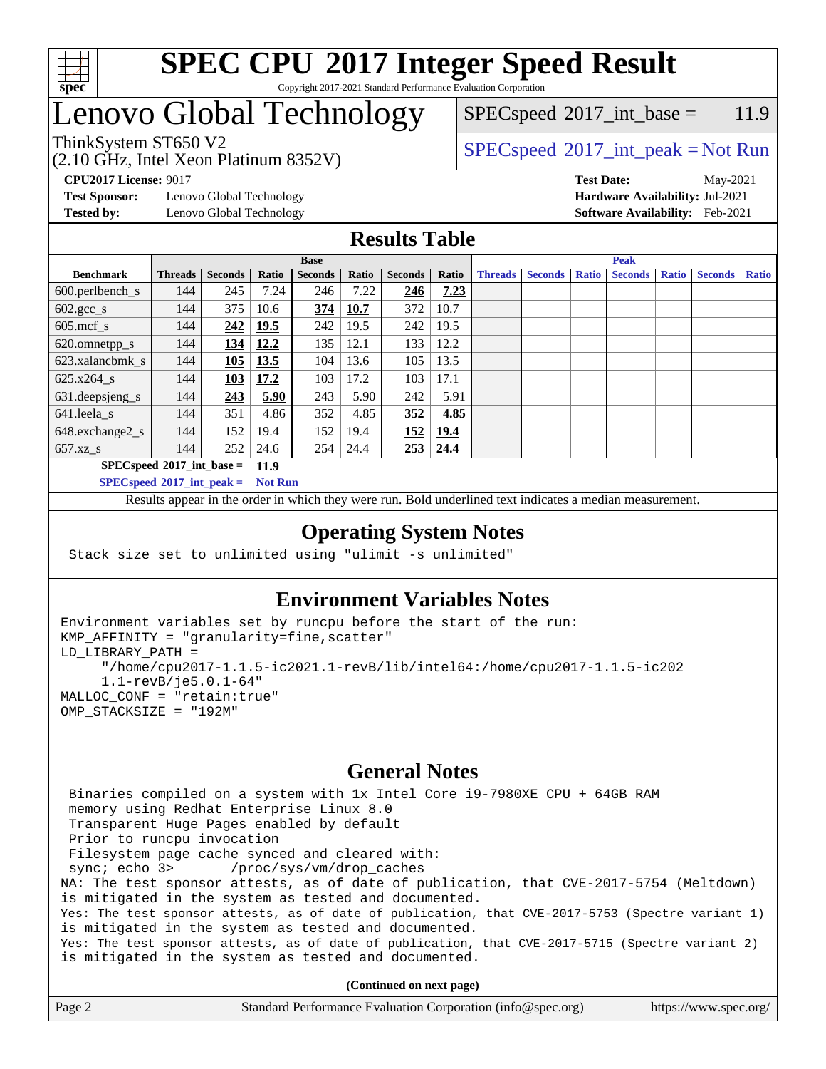# SPEC CPU 2017 Integer Speed Result

Copyright 2017-2021 Standard Performance Evaluation Corporation

# Lenovo Global Technology

ThinkSystem ST650 V2
(2.10 GHz, Intel Xeon Platinum 8352V)

SPECspeed 2017_int_base = 11.9

SPECspeed 2017_int_peak = Not Run

**CPU2017 License:** 9017
**Test Sponsor:** Lenovo Global Technology
**Tested by:** Lenovo Global Technology

**Test Date:** May-2021
**Hardware Availability:** Jul-2021
**Software Availability:** Feb-2021

## Results Table

| Benchmark | Base | | | | | | | Peak | | | | | | |
|---|---|---|---|---|---|---|---|---|---|---|---|---|---|---|
| | Threads | Seconds | Ratio | Seconds | Ratio | Seconds | Ratio | Threads | Seconds | Ratio | Seconds | Ratio | Seconds | Ratio |
| 600.perlbench_s | 144 | 245 | 7.24 | 246 | 7.22 | **246** | **7.23** | | | | | | | |
| 602.gcc_s | 144 | 375 | 10.6 | **374** | **10.7** | 372 | 10.7 | | | | | | | |
| 605.mcf_s | 144 | **242** | **19.5** | 242 | 19.5 | 242 | 19.5 | | | | | | | |
| 620.omnetpp_s | 144 | **134** | **12.2** | 135 | 12.1 | 133 | 12.2 | | | | | | | |
| 623.xalancbmk_s | 144 | **105** | **13.5** | 104 | 13.6 | 105 | 13.5 | | | | | | | |
| 625.x264_s | 144 | **103** | **17.2** | 103 | 17.2 | 103 | 17.1 | | | | | | | |
| 631.deepsjeng_s | 144 | **243** | **5.90** | 243 | 5.90 | 242 | 5.91 | | | | | | | |
| 641.leela_s | 144 | 351 | 4.86 | 352 | 4.85 | **352** | **4.85** | | | | | | | |
| 648.exchange2_s | 144 | 152 | 19.4 | 152 | 19.4 | **152** | **19.4** | | | | | | | |
| 657.xz_s | 144 | 252 | 24.6 | 254 | 24.4 | **253** | **24.4** | | | | | | | |

**SPECspeed 2017_int_base = 11.9**

**SPECspeed 2017_int_peak = Not Run**

Results appear in the order in which they were run. Bold underlined text indicates a median measurement.

## Operating System Notes

```
Stack size set to unlimited using "ulimit -s unlimited"
```

## Environment Variables Notes

```
Environment variables set by runcpu before the start of the run:
KMP_AFFINITY = "granularity=fine,scatter"
LD_LIBRARY_PATH =
     "/home/cpu2017-1.1.5-ic2021.1-revB/lib/intel64:/home/cpu2017-1.1.5-ic202
     1.1-revB/je5.0.1-64"
MALLOC_CONF = "retain:true"
OMP_STACKSIZE = "192M"
```

## General Notes

```
 Binaries compiled on a system with 1x Intel Core i9-7980XE CPU + 64GB RAM
 memory using Redhat Enterprise Linux 8.0
 Transparent Huge Pages enabled by default
 Prior to runcpu invocation
 Filesystem page cache synced and cleared with:
 sync; echo 3>       /proc/sys/vm/drop_caches
NA: The test sponsor attests, as of date of publication, that CVE-2017-5754 (Meltdown)
is mitigated in the system as tested and documented.
Yes: The test sponsor attests, as of date of publication, that CVE-2017-5753 (Spectre variant 1)
is mitigated in the system as tested and documented.
Yes: The test sponsor attests, as of date of publication, that CVE-2017-5715 (Spectre variant 2)
is mitigated in the system as tested and documented.
```

**(Continued on next page)**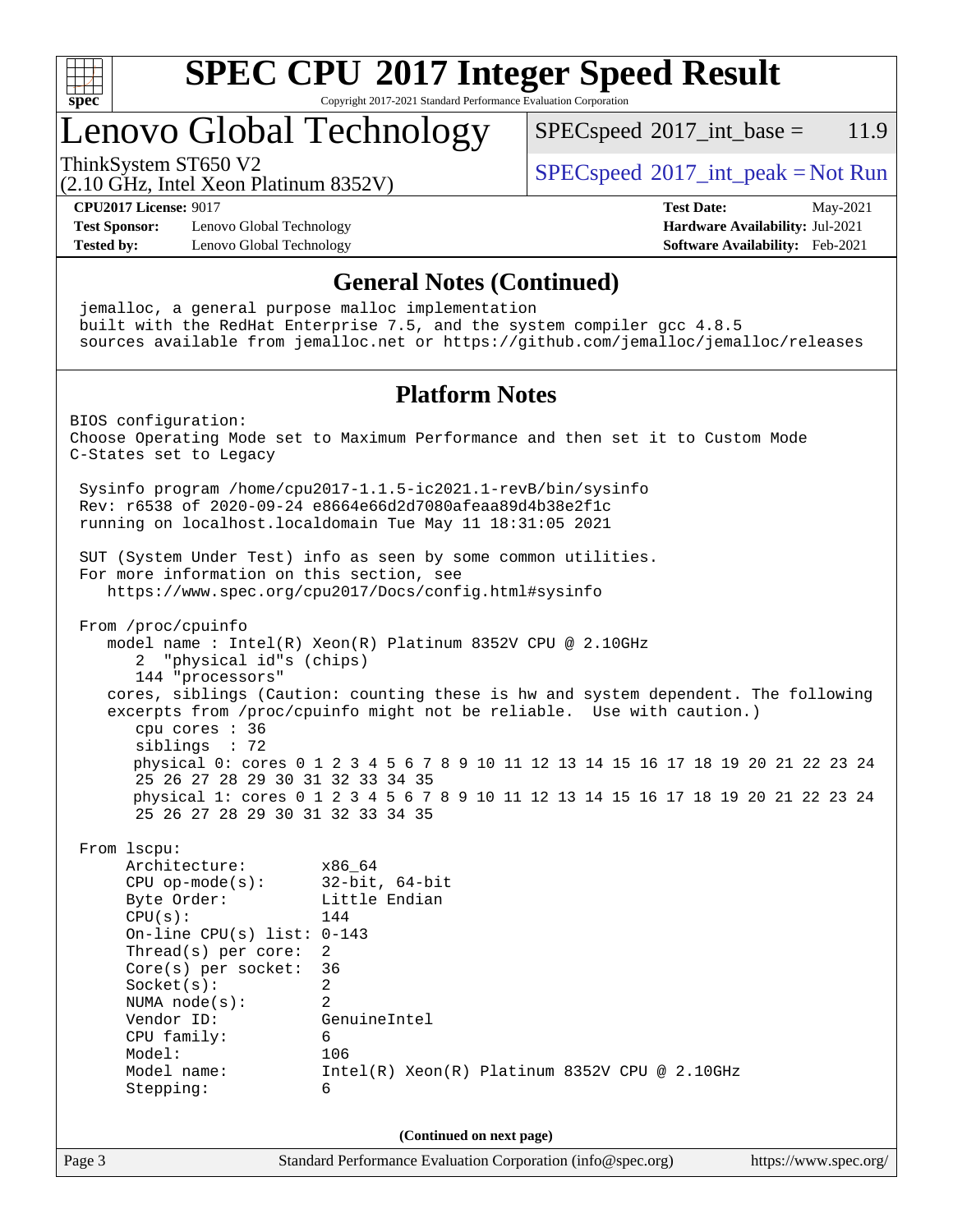# SPEC CPU 2017 Integer Speed Result

Copyright 2017-2021 Standard Performance Evaluation Corporation

## Lenovo Global Technology

ThinkSystem ST650 V2
(2.10 GHz, Intel Xeon Platinum 8352V)

SPECspeed 2017_int_base = 11.9

SPECspeed 2017_int_peak = Not Run

**CPU2017 License:** 9017
**Test Sponsor:** Lenovo Global Technology
**Tested by:** Lenovo Global Technology

**Test Date:** May-2021
**Hardware Availability:** Jul-2021
**Software Availability:** Feb-2021

### General Notes (Continued)

```
jemalloc, a general purpose malloc implementation
built with the RedHat Enterprise 7.5, and the system compiler gcc 4.8.5
sources available from jemalloc.net or https://github.com/jemalloc/jemalloc/releases
```

### Platform Notes

```
BIOS configuration:
Choose Operating Mode set to Maximum Performance and then set it to Custom Mode
C-States set to Legacy

 Sysinfo program /home/cpu2017-1.1.5-ic2021.1-revB/bin/sysinfo
 Rev: r6538 of 2020-09-24 e8664e66d2d7080afeaa89d4b38e2f1c
 running on localhost.localdomain Tue May 11 18:31:05 2021

 SUT (System Under Test) info as seen by some common utilities.
 For more information on this section, see
    https://www.spec.org/cpu2017/Docs/config.html#sysinfo

 From /proc/cpuinfo
    model name : Intel(R) Xeon(R) Platinum 8352V CPU @ 2.10GHz
       2  "physical id"s (chips)
       144 "processors"
    cores, siblings (Caution: counting these is hw and system dependent. The following
    excerpts from /proc/cpuinfo might not be reliable.  Use with caution.)
       cpu cores : 36
       siblings  : 72
       physical 0: cores 0 1 2 3 4 5 6 7 8 9 10 11 12 13 14 15 16 17 18 19 20 21 22 23 24
       25 26 27 28 29 30 31 32 33 34 35
       physical 1: cores 0 1 2 3 4 5 6 7 8 9 10 11 12 13 14 15 16 17 18 19 20 21 22 23 24
       25 26 27 28 29 30 31 32 33 34 35

 From lscpu:
      Architecture:          x86_64
      CPU op-mode(s):        32-bit, 64-bit
      Byte Order:            Little Endian
      CPU(s):                144
      On-line CPU(s) list: 0-143
      Thread(s) per core:  2
      Core(s) per socket:  36
      Socket(s):             2
      NUMA node(s):          2
      Vendor ID:             GenuineIntel
      CPU family:            6
      Model:                 106
      Model name:            Intel(R) Xeon(R) Platinum 8352V CPU @ 2.10GHz
      Stepping:              6
```

**(Continued on next page)**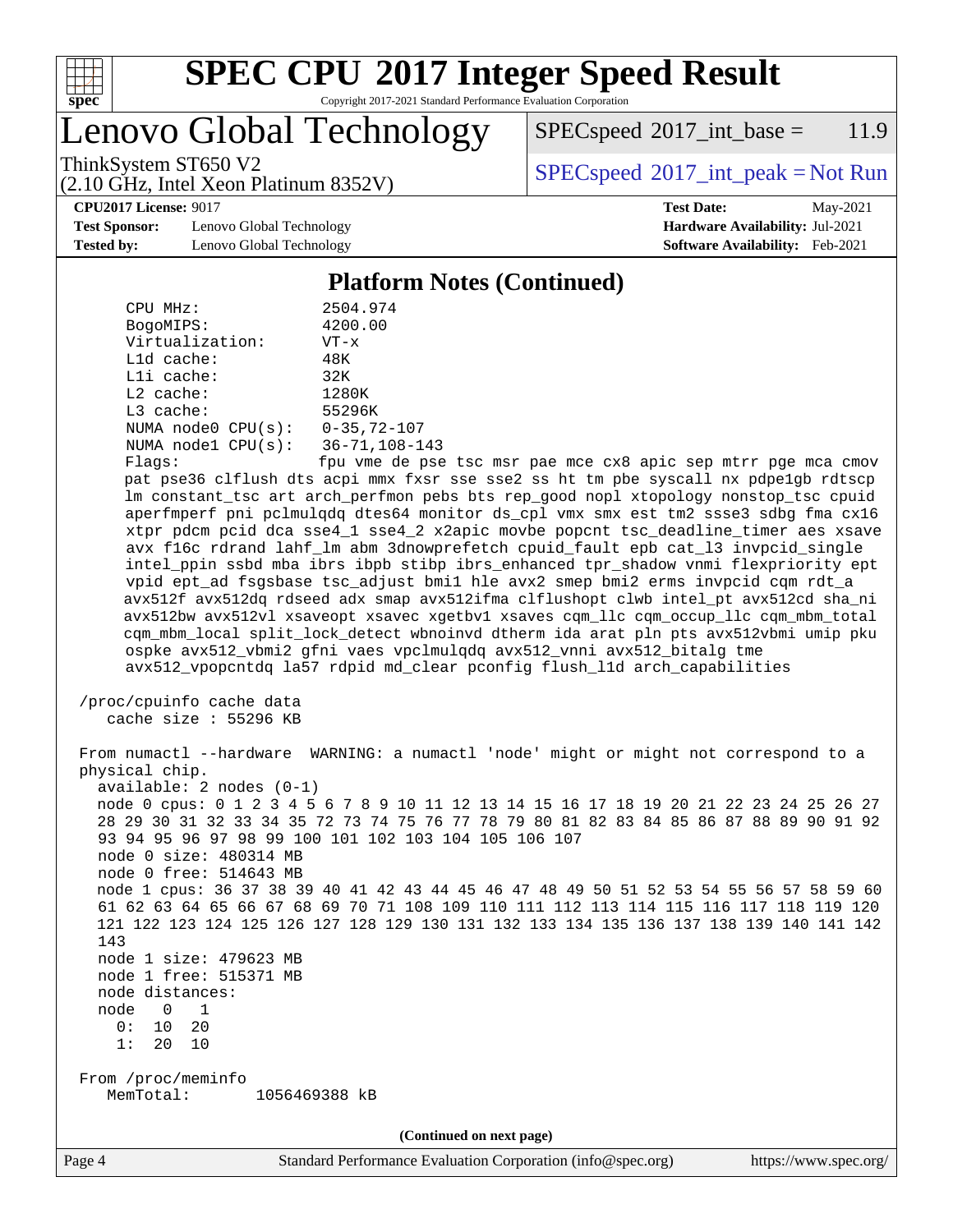## Platform Notes (Continued)

```
CPU MHz:               2504.974
BogoMIPS:              4200.00
Virtualization:        VT-x
L1d cache:             48K
L1i cache:             32K
L2 cache:              1280K
L3 cache:              55296K
NUMA node0 CPU(s):     0-35,72-107
NUMA node1 CPU(s):     36-71,108-143
Flags:                 fpu vme de pse tsc msr pae mce cx8 apic sep mtrr pge mca cmov
pat pse36 clflush dts acpi mmx fxsr sse sse2 ss ht tm pbe syscall nx pdpe1gb rdtscp
lm constant_tsc art arch_perfmon pebs bts rep_good nopl xtopology nonstop_tsc cpuid
aperfmperf pni pclmulqdq dtes64 monitor ds_cpl vmx smx est tm2 ssse3 sdbg fma cx16
xtpr pdcm pcid dca sse4_1 sse4_2 x2apic movbe popcnt tsc_deadline_timer aes xsave
avx f16c rdrand lahf_lm abm 3dnowprefetch cpuid_fault epb cat_l3 invpcid_single
intel_ppin ssbd mba ibrs ibpb stibp ibrs_enhanced tpr_shadow vnmi flexpriority ept
vpid ept_ad fsgsbase tsc_adjust bmi1 hle avx2 smep bmi2 erms invpcid cqm rdt_a
avx512f avx512dq rdseed adx smap avx512ifma clflushopt clwb intel_pt avx512cd sha_ni
avx512bw avx512vl xsaveopt xsavec xgetbv1 xsaves cqm_llc cqm_occup_llc cqm_mbm_total
cqm_mbm_local split_lock_detect wbnoinvd dtherm ida arat pln pts avx512vbmi umip pku
ospke avx512_vbmi2 gfni vaes vpclmulqdq avx512_vnni avx512_bitalg tme
avx512_vpopcntdq la57 rdpid md_clear pconfig flush_l1d arch_capabilities

/proc/cpuinfo cache data
   cache size : 55296 KB

From numactl --hardware  WARNING: a numactl 'node' might or might not correspond to a
physical chip.
  available: 2 nodes (0-1)
  node 0 cpus: 0 1 2 3 4 5 6 7 8 9 10 11 12 13 14 15 16 17 18 19 20 21 22 23 24 25 26 27
  28 29 30 31 32 33 34 35 72 73 74 75 76 77 78 79 80 81 82 83 84 85 86 87 88 89 90 91 92
  93 94 95 96 97 98 99 100 101 102 103 104 105 106 107
  node 0 size: 480314 MB
  node 0 free: 514643 MB
  node 1 cpus: 36 37 38 39 40 41 42 43 44 45 46 47 48 49 50 51 52 53 54 55 56 57 58 59 60
  61 62 63 64 65 66 67 68 69 70 71 108 109 110 111 112 113 114 115 116 117 118 119 120
  121 122 123 124 125 126 127 128 129 130 131 132 133 134 135 136 137 138 139 140 141 142
  143
  node 1 size: 479623 MB
  node 1 free: 515371 MB
  node distances:
  node   0   1
    0:  10  20
    1:  20  10

From /proc/meminfo
   MemTotal:       1056469388 kB
```

(Continued on next page)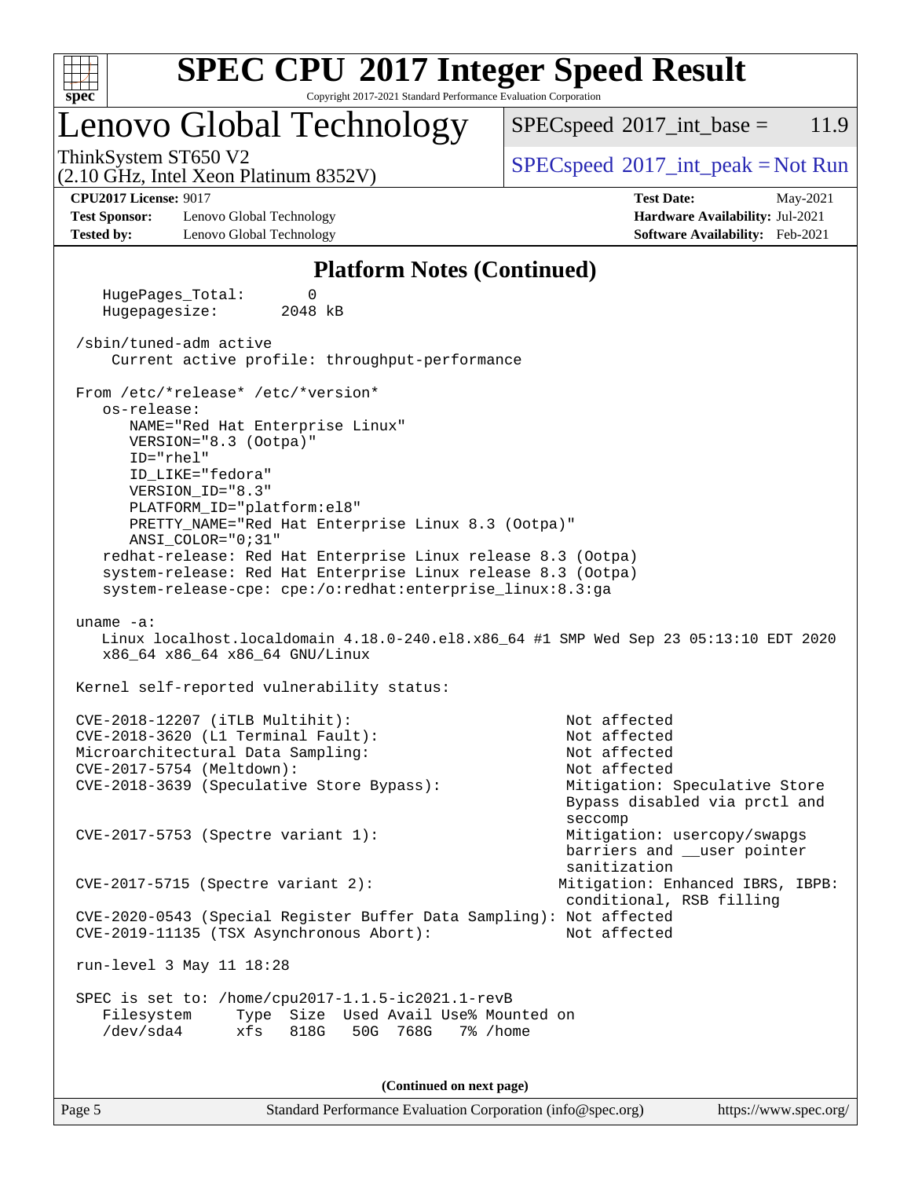## Platform Notes (Continued)

```
   HugePages_Total:       0
   Hugepagesize:       2048 kB

 /sbin/tuned-adm active
     Current active profile: throughput-performance

 From /etc/*release* /etc/*version*
    os-release:
       NAME="Red Hat Enterprise Linux"
       VERSION="8.3 (Ootpa)"
       ID="rhel"
       ID_LIKE="fedora"
       VERSION_ID="8.3"
       PLATFORM_ID="platform:el8"
       PRETTY_NAME="Red Hat Enterprise Linux 8.3 (Ootpa)"
       ANSI_COLOR="0;31"
    redhat-release: Red Hat Enterprise Linux release 8.3 (Ootpa)
    system-release: Red Hat Enterprise Linux release 8.3 (Ootpa)
    system-release-cpe: cpe:/o:redhat:enterprise_linux:8.3:ga

 uname -a:
    Linux localhost.localdomain 4.18.0-240.el8.x86_64 #1 SMP Wed Sep 23 05:13:10 EDT 2020
    x86_64 x86_64 x86_64 GNU/Linux

 Kernel self-reported vulnerability status:

 CVE-2018-12207 (iTLB Multihit):                          Not affected
 CVE-2018-3620 (L1 Terminal Fault):                       Not affected
 Microarchitectural Data Sampling:                        Not affected
 CVE-2017-5754 (Meltdown):                                Not affected
 CVE-2018-3639 (Speculative Store Bypass):                Mitigation: Speculative Store
                                                          Bypass disabled via prctl and
                                                          seccomp
 CVE-2017-5753 (Spectre variant 1):                       Mitigation: usercopy/swapgs
                                                          barriers and __user pointer
                                                          sanitization
 CVE-2017-5715 (Spectre variant 2):                      Mitigation: Enhanced IBRS, IBPB:
                                                          conditional, RSB filling
 CVE-2020-0543 (Special Register Buffer Data Sampling): Not affected
 CVE-2019-11135 (TSX Asynchronous Abort):                 Not affected

 run-level 3 May 11 18:28

 SPEC is set to: /home/cpu2017-1.1.5-ic2021.1-revB
    Filesystem     Type  Size  Used Avail Use% Mounted on
    /dev/sda4      xfs   818G   50G  768G   7% /home
```

(Continued on next page)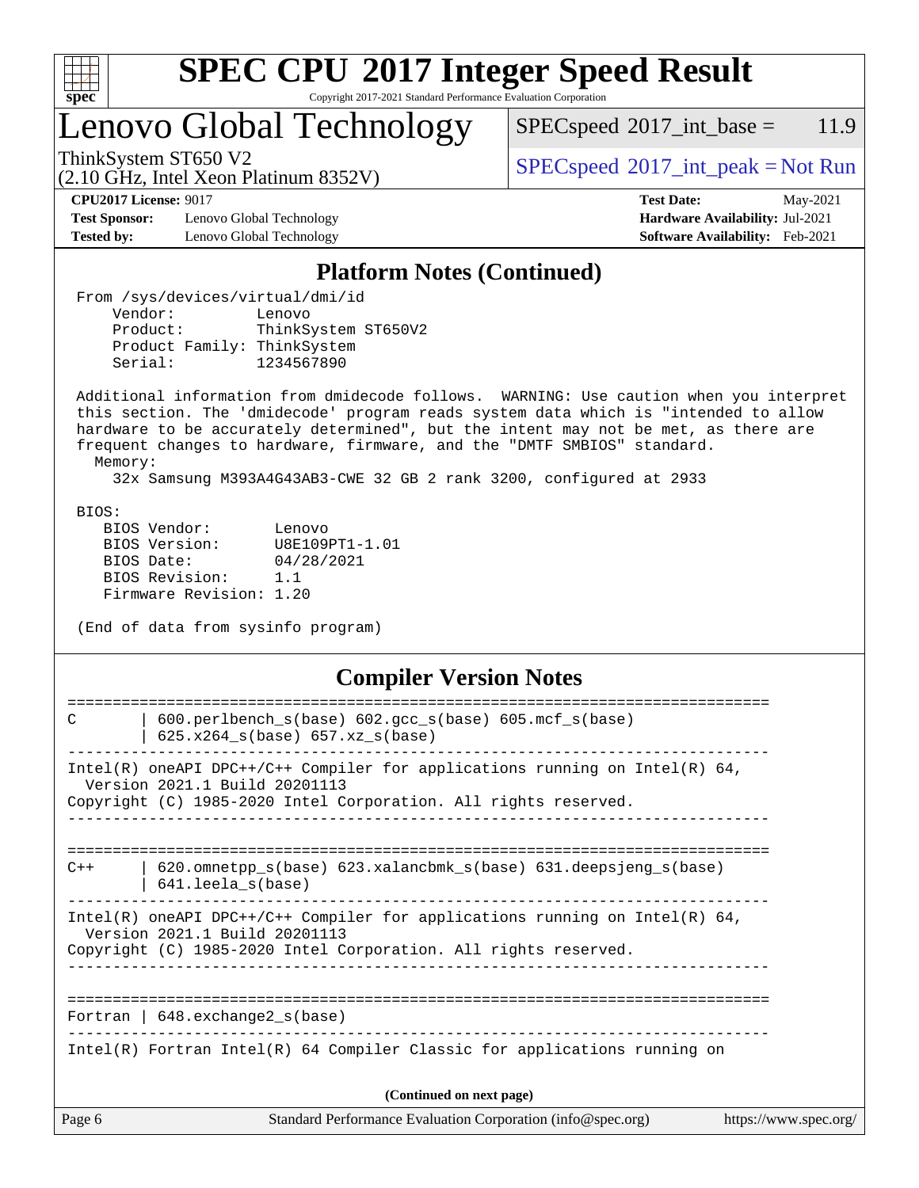# SPEC CPU 2017 Integer Speed Result

Copyright 2017-2021 Standard Performance Evaluation Corporation

## Lenovo Global Technology

ThinkSystem ST650 V2
(2.10 GHz, Intel Xeon Platinum 8352V)

SPECspeed 2017_int_base = 11.9

SPECspeed 2017_int_peak = Not Run

**CPU2017 License:** 9017
**Test Sponsor:** Lenovo Global Technology
**Tested by:** Lenovo Global Technology

**Test Date:** May-2021
**Hardware Availability:** Jul-2021
**Software Availability:** Feb-2021

### Platform Notes (Continued)

```
 From /sys/devices/virtual/dmi/id
     Vendor:         Lenovo
     Product:        ThinkSystem ST650V2
     Product Family: ThinkSystem
     Serial:         1234567890

 Additional information from dmidecode follows.  WARNING: Use caution when you interpret
 this section. The 'dmidecode' program reads system data which is "intended to allow
 hardware to be accurately determined", but the intent may not be met, as there are
 frequent changes to hardware, firmware, and the "DMTF SMBIOS" standard.
   Memory:
     32x Samsung M393A4G43AB3-CWE 32 GB 2 rank 3200, configured at 2933

 BIOS:
    BIOS Vendor:       Lenovo
    BIOS Version:      U8E109PT1-1.01
    BIOS Date:         04/28/2021
    BIOS Revision:     1.1
    Firmware Revision: 1.20

 (End of data from sysinfo program)
```

### Compiler Version Notes

```
==============================================================================
C       | 600.perlbench_s(base) 602.gcc_s(base) 605.mcf_s(base)
        | 625.x264_s(base) 657.xz_s(base)
------------------------------------------------------------------------------
Intel(R) oneAPI DPC++/C++ Compiler for applications running on Intel(R) 64,
  Version 2021.1 Build 20201113
Copyright (C) 1985-2020 Intel Corporation. All rights reserved.
------------------------------------------------------------------------------

==============================================================================
C++     | 620.omnetpp_s(base) 623.xalancbmk_s(base) 631.deepsjeng_s(base)
        | 641.leela_s(base)
------------------------------------------------------------------------------
Intel(R) oneAPI DPC++/C++ Compiler for applications running on Intel(R) 64,
  Version 2021.1 Build 20201113
Copyright (C) 1985-2020 Intel Corporation. All rights reserved.
------------------------------------------------------------------------------

==============================================================================
Fortran | 648.exchange2_s(base)
------------------------------------------------------------------------------
Intel(R) Fortran Intel(R) 64 Compiler Classic for applications running on
```

(Continued on next page)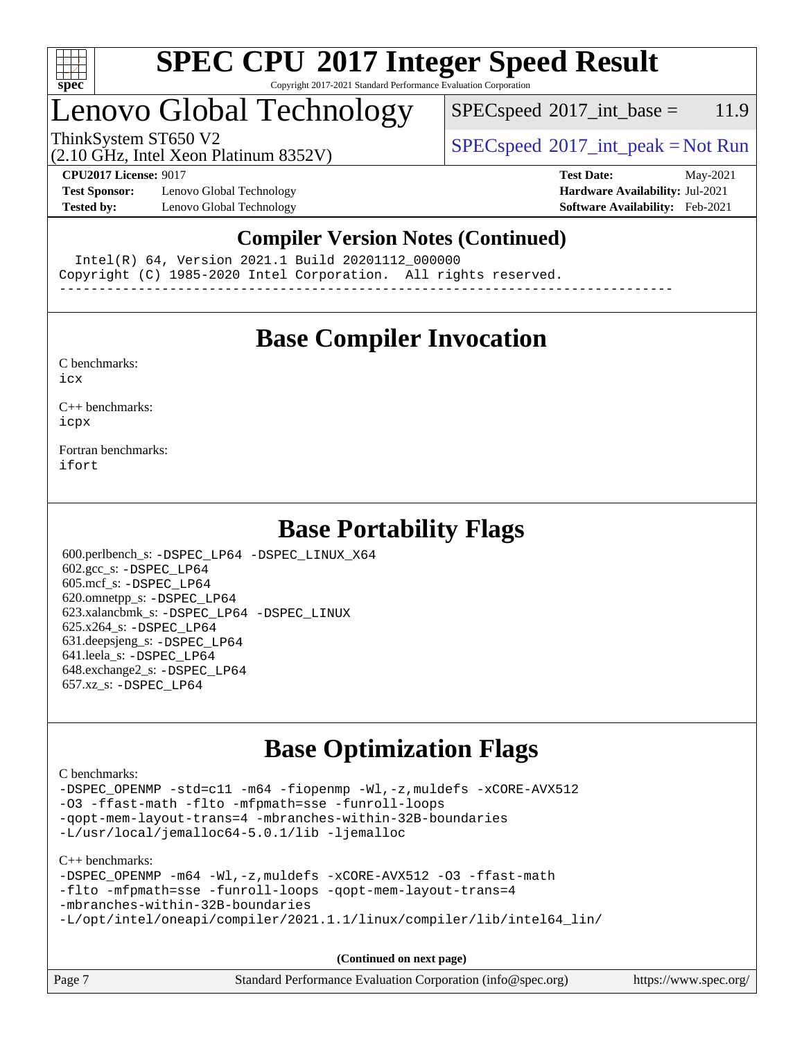## Compiler Version Notes (Continued)

```
  Intel(R) 64, Version 2021.1 Build 20201112_000000
Copyright (C) 1985-2020 Intel Corporation.  All rights reserved.
------------------------------------------------------------------------------
```

## Base Compiler Invocation

C benchmarks:
icx

C++ benchmarks:
icpx

Fortran benchmarks:
ifort

## Base Portability Flags

600.perlbench_s: -DSPEC_LP64 -DSPEC_LINUX_X64
602.gcc_s: -DSPEC_LP64
605.mcf_s: -DSPEC_LP64
620.omnetpp_s: -DSPEC_LP64
623.xalancbmk_s: -DSPEC_LP64 -DSPEC_LINUX
625.x264_s: -DSPEC_LP64
631.deepsjeng_s: -DSPEC_LP64
641.leela_s: -DSPEC_LP64
648.exchange2_s: -DSPEC_LP64
657.xz_s: -DSPEC_LP64

## Base Optimization Flags

C benchmarks:
-DSPEC_OPENMP -std=c11 -m64 -fiopenmp -Wl,-z,muldefs -xCORE-AVX512
-O3 -ffast-math -flto -mfpmath=sse -funroll-loops
-qopt-mem-layout-trans=4 -mbranches-within-32B-boundaries
-L/usr/local/jemalloc64-5.0.1/lib -ljemalloc

C++ benchmarks:
-DSPEC_OPENMP -m64 -Wl,-z,muldefs -xCORE-AVX512 -O3 -ffast-math
-flto -mfpmath=sse -funroll-loops -qopt-mem-layout-trans=4
-mbranches-within-32B-boundaries
-L/opt/intel/oneapi/compiler/2021.1.1/linux/compiler/lib/intel64_lin/

(Continued on next page)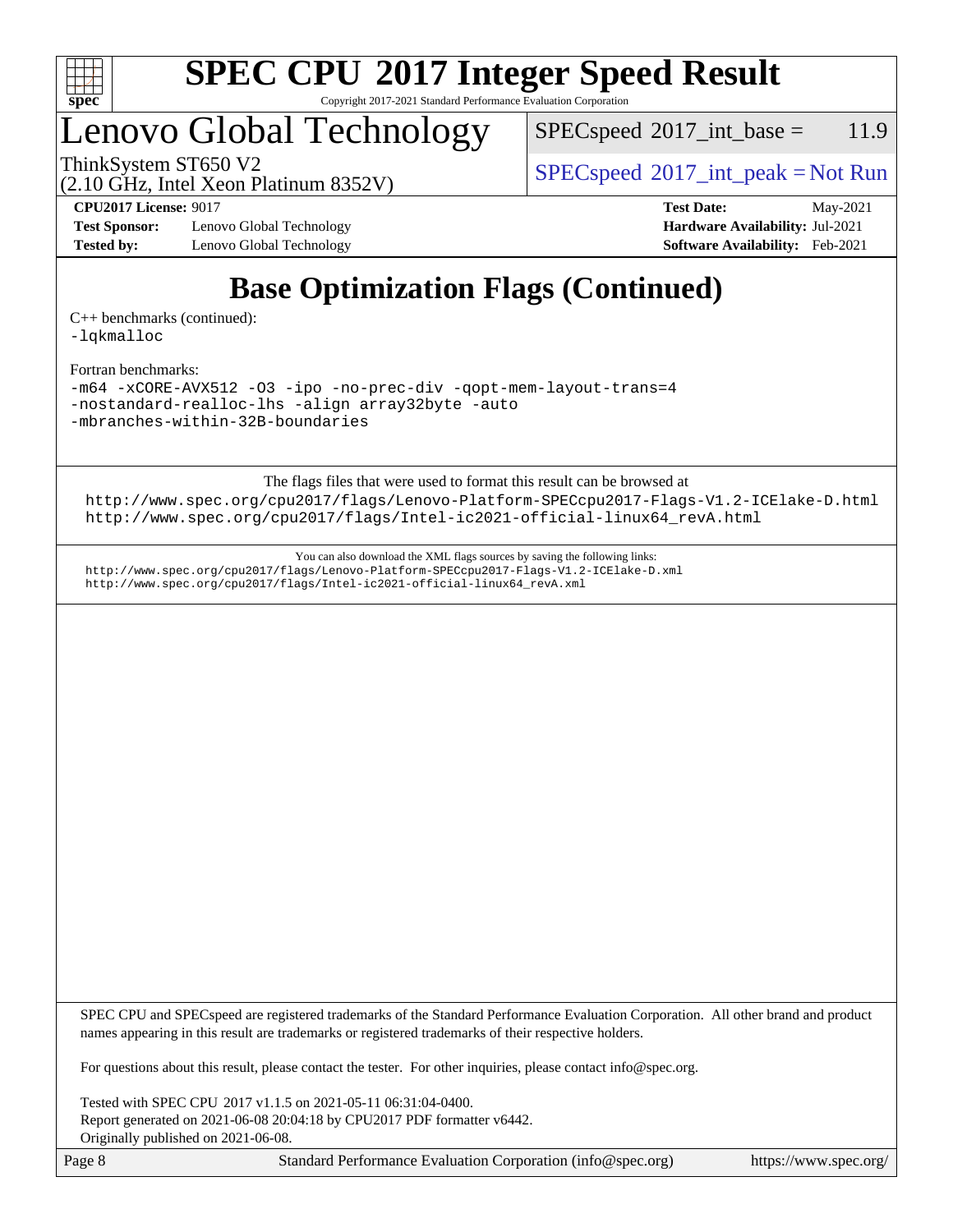# Base Optimization Flags (Continued)

C++ benchmarks (continued):

```
-lqkmalloc
```

Fortran benchmarks:

```
-m64 -xCORE-AVX512 -O3 -ipo -no-prec-div -qopt-mem-layout-trans=4
-nostandard-realloc-lhs -align array32byte -auto
-mbranches-within-32B-boundaries
```

The flags files that were used to format this result can be browsed at

http://www.spec.org/cpu2017/flags/Lenovo-Platform-SPECcpu2017-Flags-V1.2-ICElake-D.html
http://www.spec.org/cpu2017/flags/Intel-ic2021-official-linux64_revA.html

You can also download the XML flags sources by saving the following links:

http://www.spec.org/cpu2017/flags/Lenovo-Platform-SPECcpu2017-Flags-V1.2-ICElake-D.xml
http://www.spec.org/cpu2017/flags/Intel-ic2021-official-linux64_revA.xml

SPEC CPU and SPECspeed are registered trademarks of the Standard Performance Evaluation Corporation. All other brand and product names appearing in this result are trademarks or registered trademarks of their respective holders.

For questions about this result, please contact the tester. For other inquiries, please contact info@spec.org.

Tested with SPEC CPU 2017 v1.1.5 on 2021-05-11 06:31:04-0400.
Report generated on 2021-06-08 20:04:18 by CPU2017 PDF formatter v6442.
Originally published on 2021-06-08.